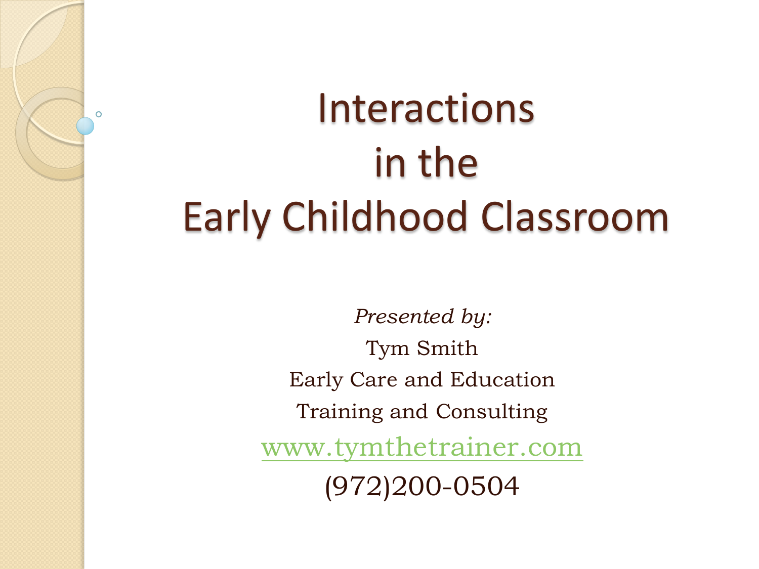# Interactions in the Early Childhood Classroom

*Presented by:*

Tym Smith

Early Care and Education

Training and Consulting

www.tymthetrainer.com

(972)200-0504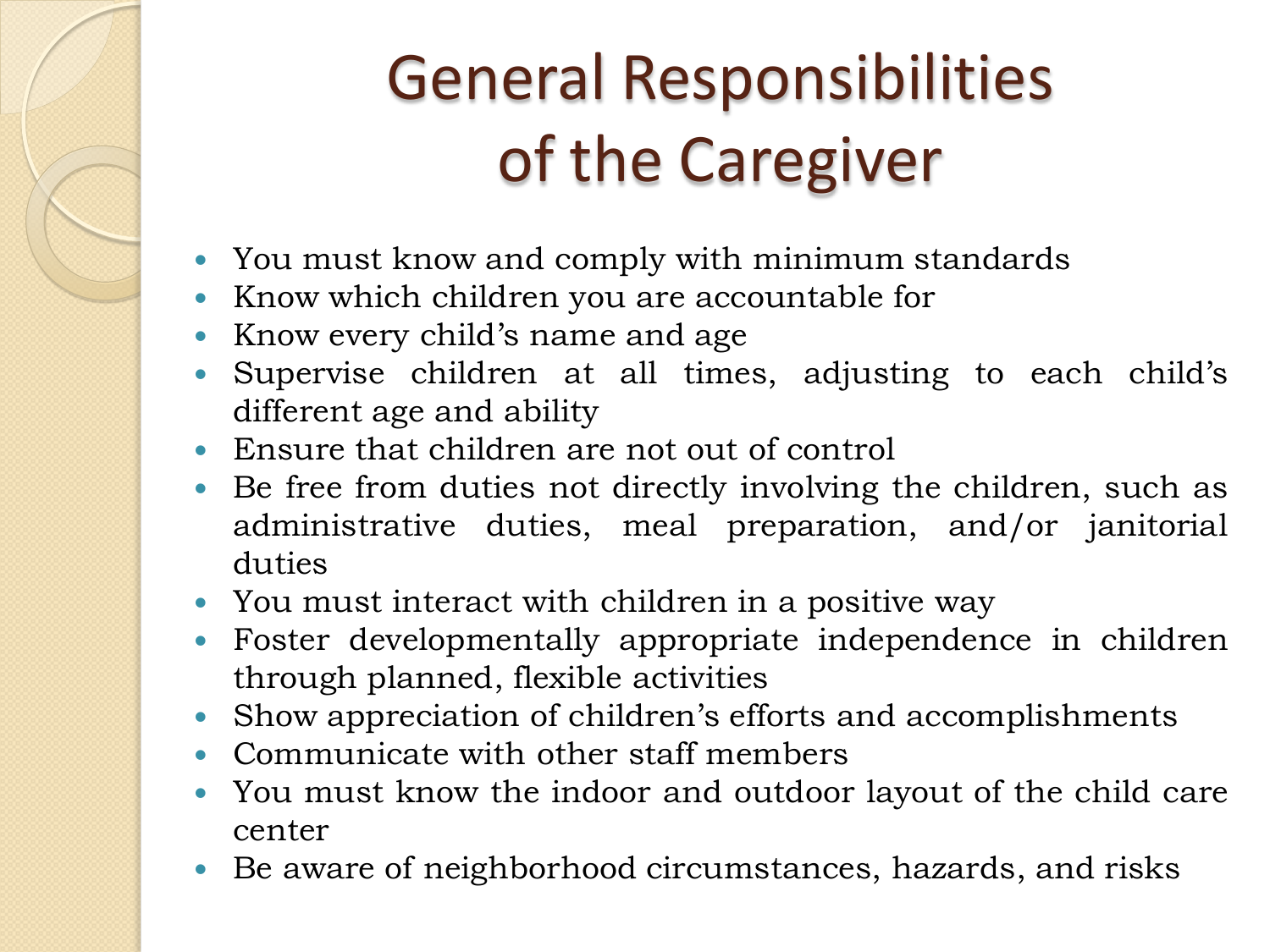# General Responsibilities of the Caregiver

- You must know and comply with minimum standards
- Know which children you are accountable for
- Know every child's name and age
- Supervise children at all times, adjusting to each child's different age and ability
- Ensure that children are not out of control
- Be free from duties not directly involving the children, such as administrative duties, meal preparation, and/or janitorial duties
- You must interact with children in a positive way
- Foster developmentally appropriate independence in children through planned, flexible activities
- Show appreciation of children's efforts and accomplishments
- Communicate with other staff members
- You must know the indoor and outdoor layout of the child care center
- Be aware of neighborhood circumstances, hazards, and risks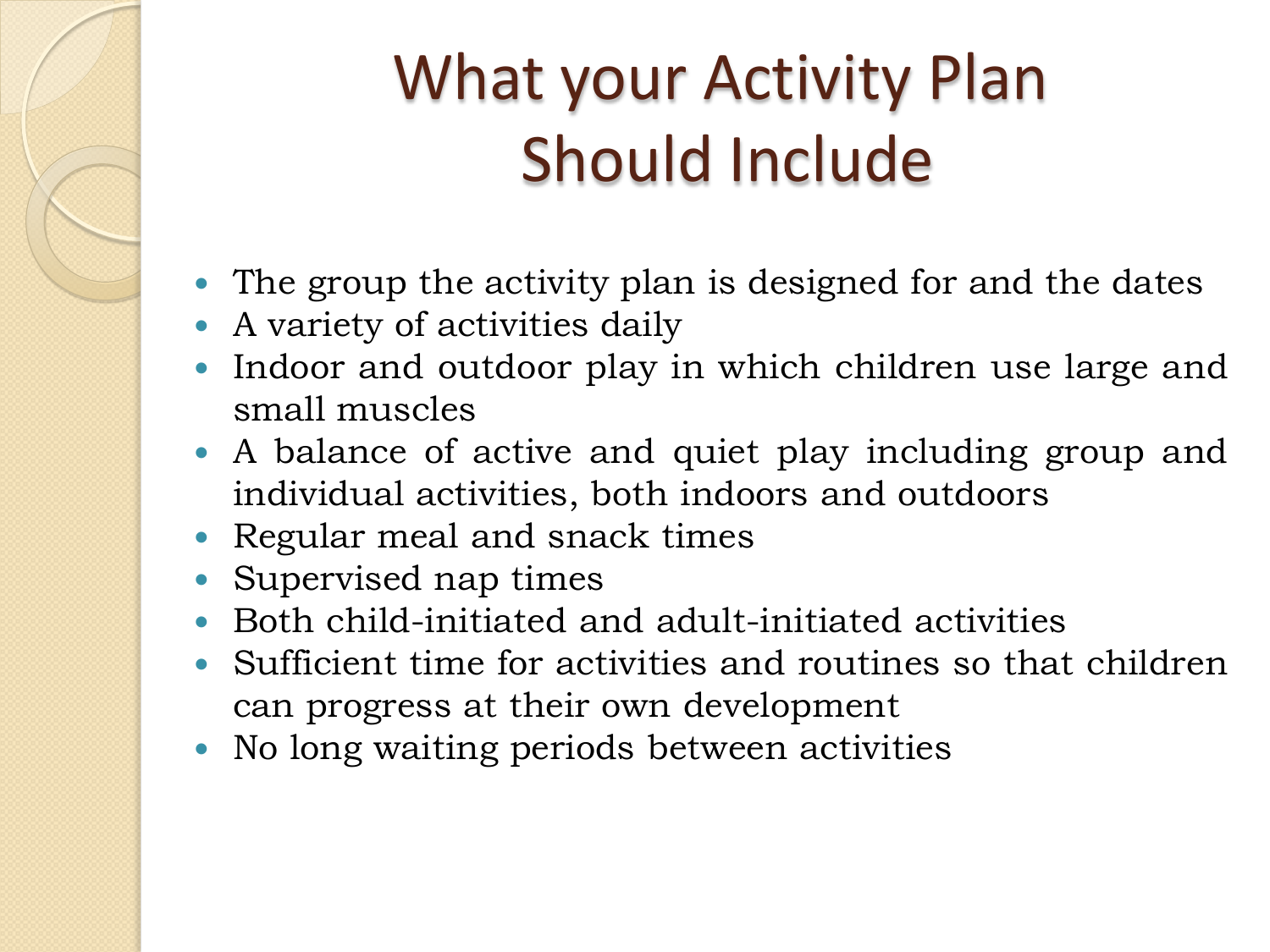# What your Activity Plan Should Include

- The group the activity plan is designed for and the dates
- A variety of activities daily
- Indoor and outdoor play in which children use large and small muscles
- A balance of active and quiet play including group and individual activities, both indoors and outdoors
- Regular meal and snack times
- Supervised nap times
- Both child-initiated and adult-initiated activities
- Sufficient time for activities and routines so that children can progress at their own development
- No long waiting periods between activities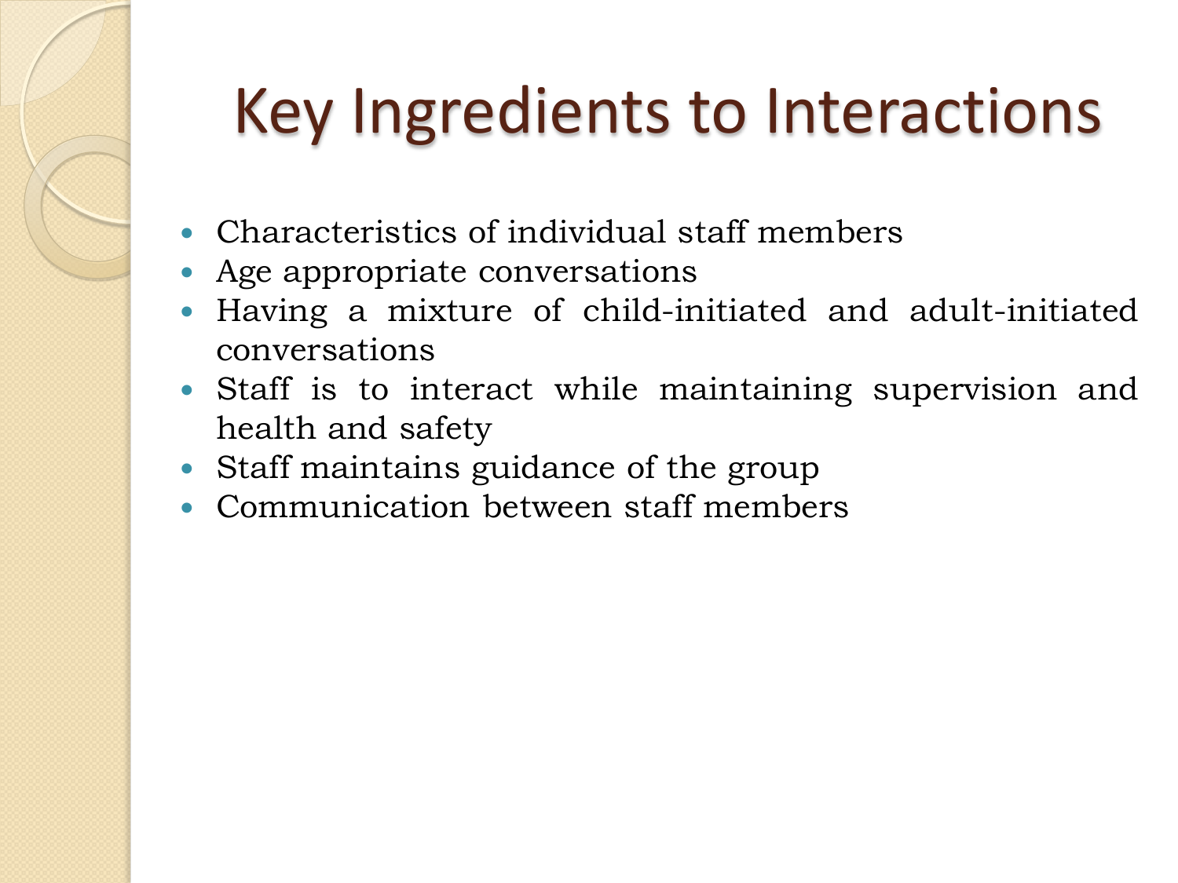# Key Ingredients to Interactions

- Characteristics of individual staff members
- Age appropriate conversations
- Having a mixture of child-initiated and adult-initiated conversations
- Staff is to interact while maintaining supervision and health and safety
- Staff maintains guidance of the group
- Communication between staff members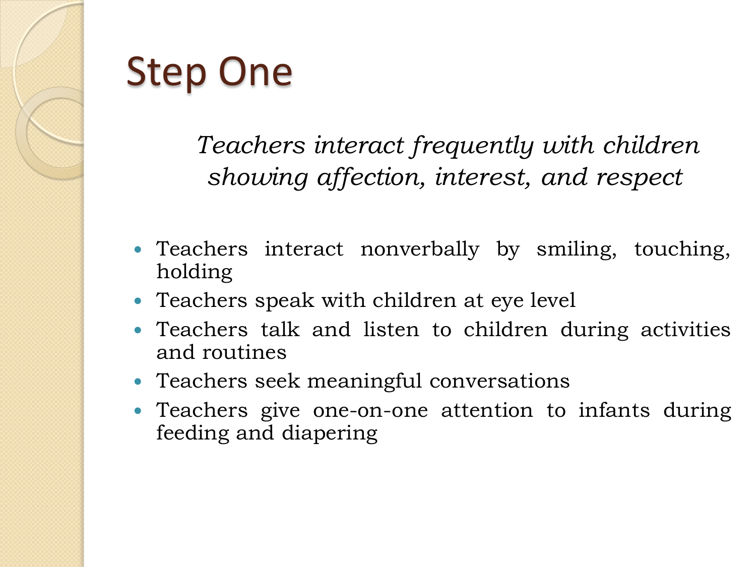# Step One

*Teachers interact frequently with children showing affection, interest, and respect*

- Teachers interact nonverbally by smiling, touching, holding
- Teachers speak with children at eye level
- Teachers talk and listen to children during activities and routines
- Teachers seek meaningful conversations
- Teachers give one-on-one attention to infants during feeding and diapering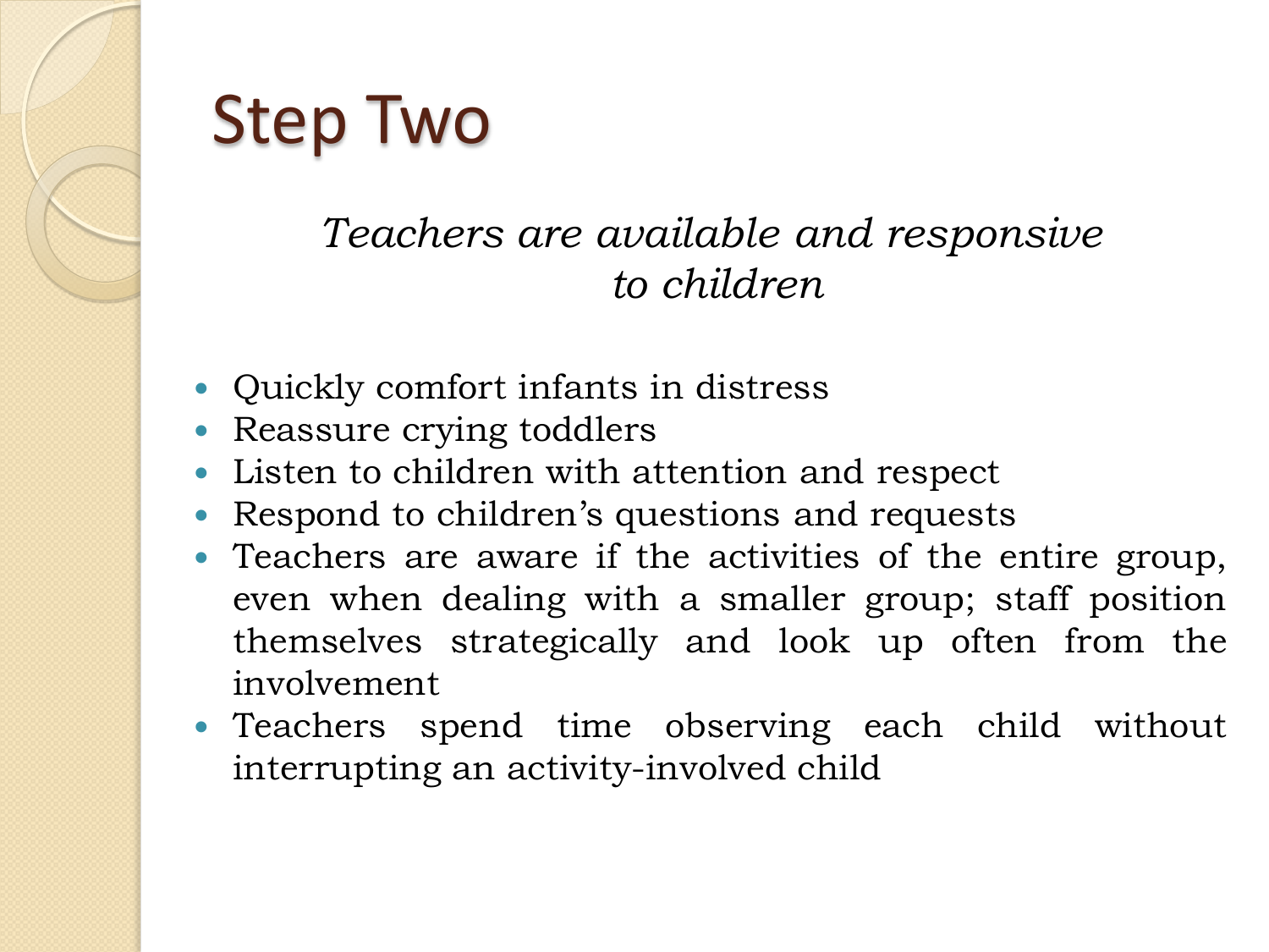# Step Two

*Teachers are available and responsive to children*

- Quickly comfort infants in distress
- Reassure crying toddlers
- Listen to children with attention and respect
- Respond to children's questions and requests
- Teachers are aware if the activities of the entire group, even when dealing with a smaller group; staff position themselves strategically and look up often from the involvement
- Teachers spend time observing each child without interrupting an activity-involved child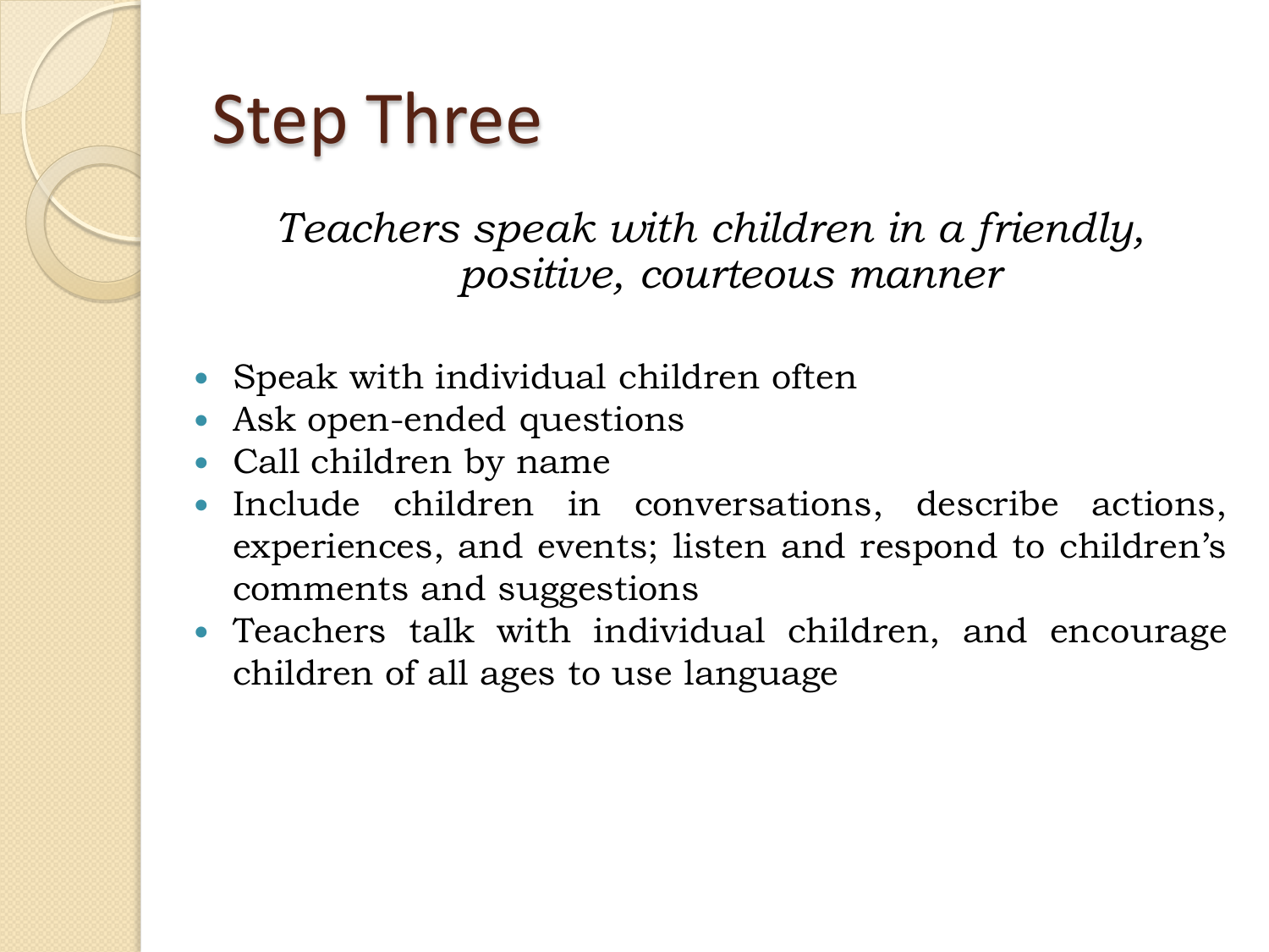# Step Three

*Teachers speak with children in a friendly, positive, courteous manner*

- Speak with individual children often
- Ask open-ended questions
- Call children by name
- Include children in conversations, describe actions, experiences, and events; listen and respond to children's comments and suggestions
- Teachers talk with individual children, and encourage children of all ages to use language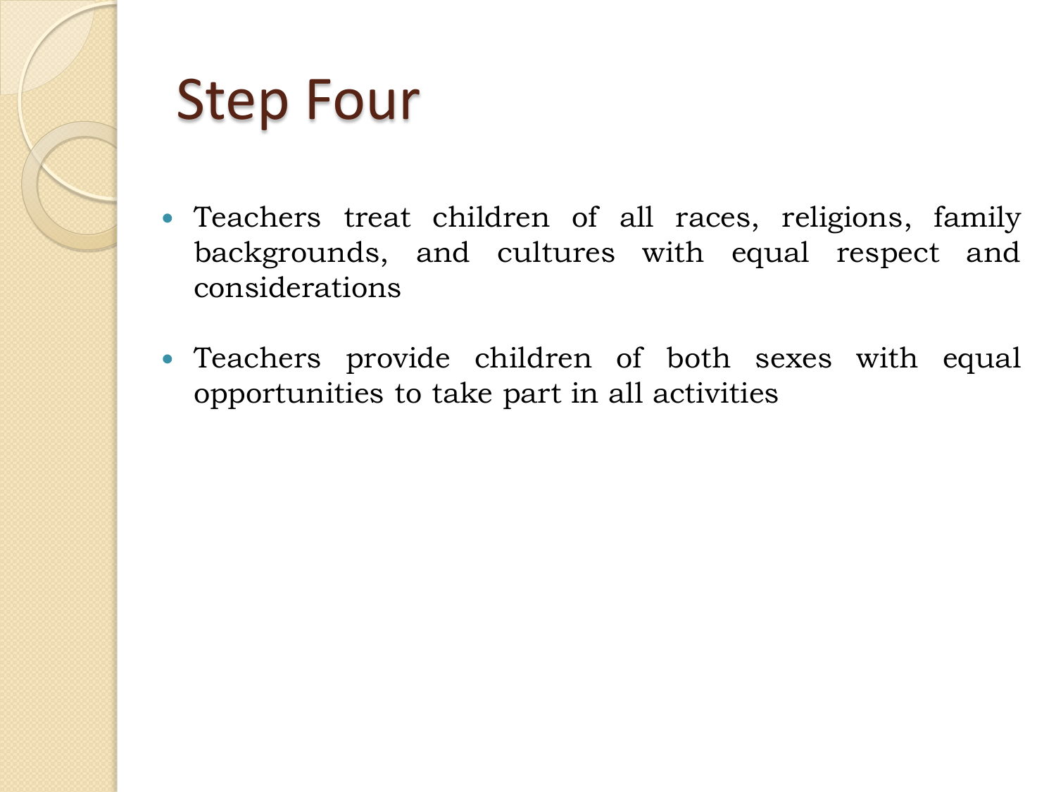# Step Four

- Teachers treat children of all races, religions, family backgrounds, and cultures with equal respect and considerations
- Teachers provide children of both sexes with equal opportunities to take part in all activities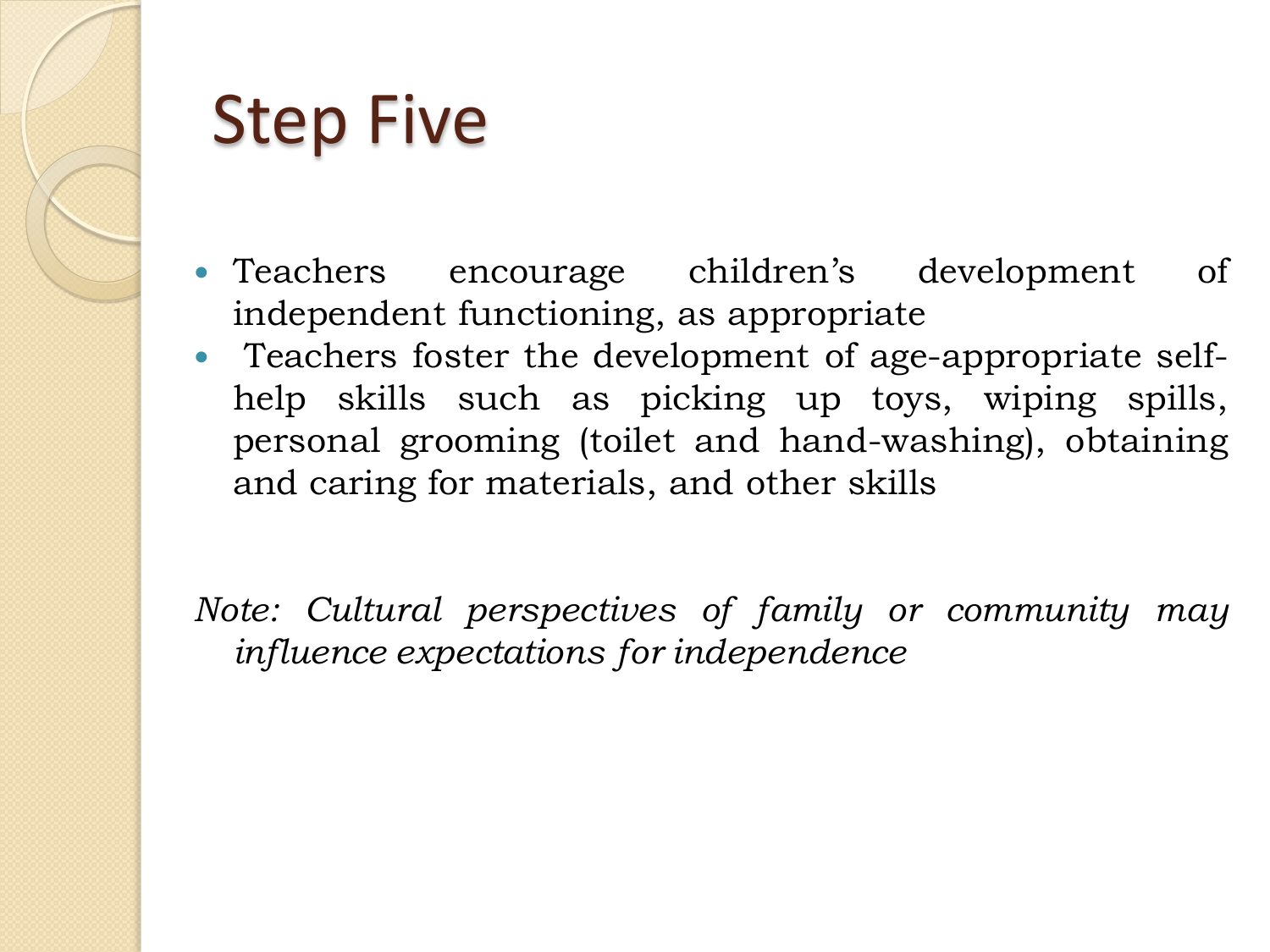# Step Five

- Teachers encourage children's development of independent functioning, as appropriate
- Teachers foster the development of age-appropriate self-help skills such as picking up toys, wiping spills, personal grooming (toilet and hand-washing), obtaining and caring for materials, and other skills

*Note: Cultural perspectives of family or community may influence expectations for independence*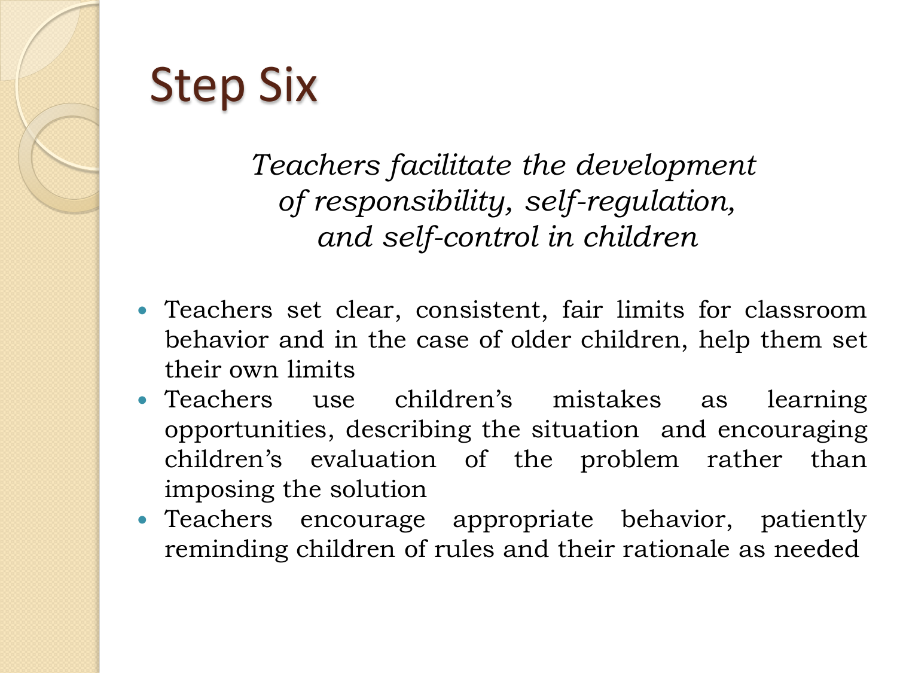# Step Six

*Teachers facilitate the development of responsibility, self-regulation, and self-control in children*

- Teachers set clear, consistent, fair limits for classroom behavior and in the case of older children, help them set their own limits
- Teachers use children's mistakes as learning opportunities, describing the situation and encouraging children's evaluation of the problem rather than imposing the solution
- Teachers encourage appropriate behavior, patiently reminding children of rules and their rationale as needed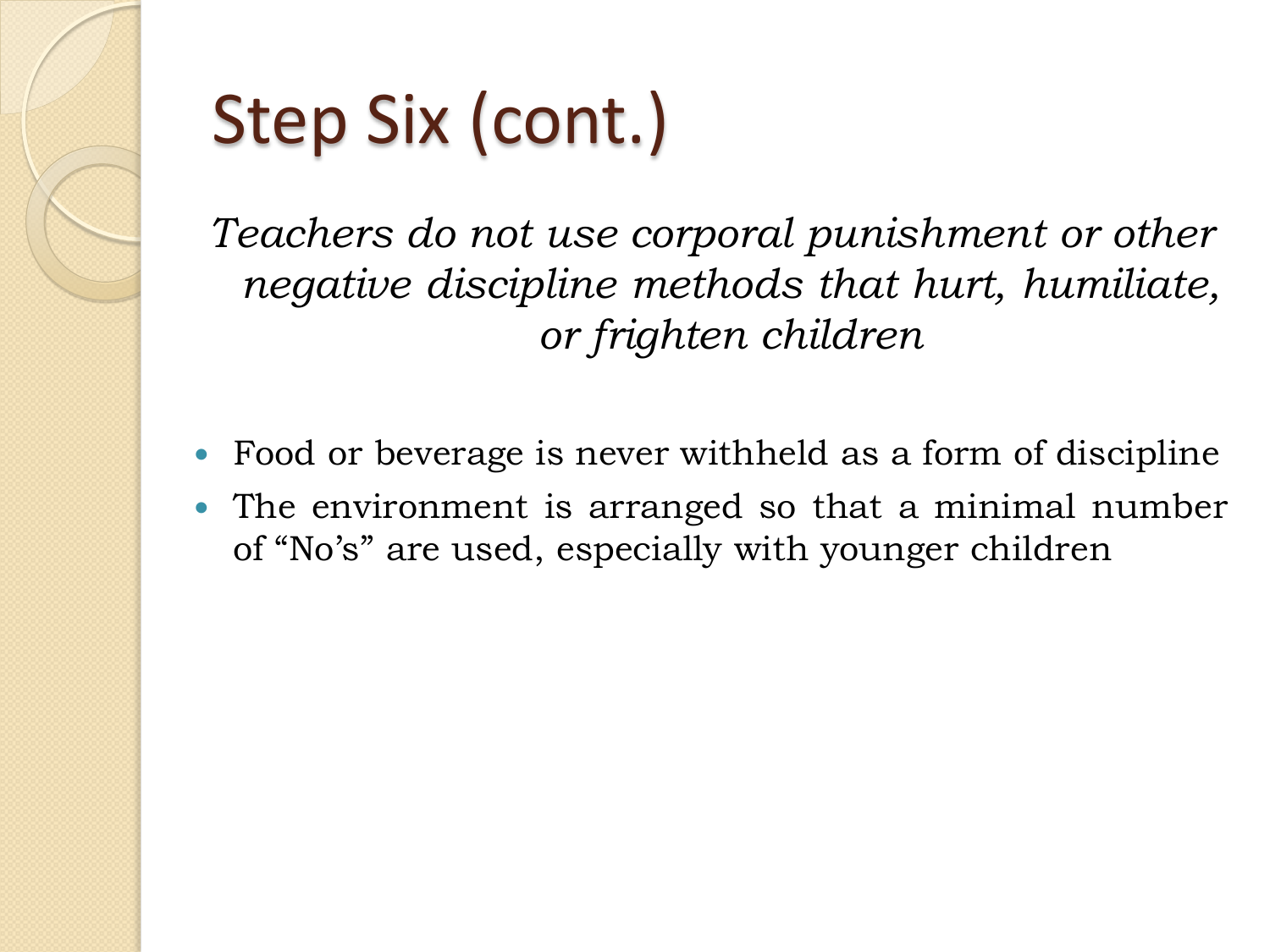# Step Six (cont.)

*Teachers do not use corporal punishment or other negative discipline methods that hurt, humiliate, or frighten children*

- Food or beverage is never withheld as a form of discipline
- The environment is arranged so that a minimal number of “No’s” are used, especially with younger children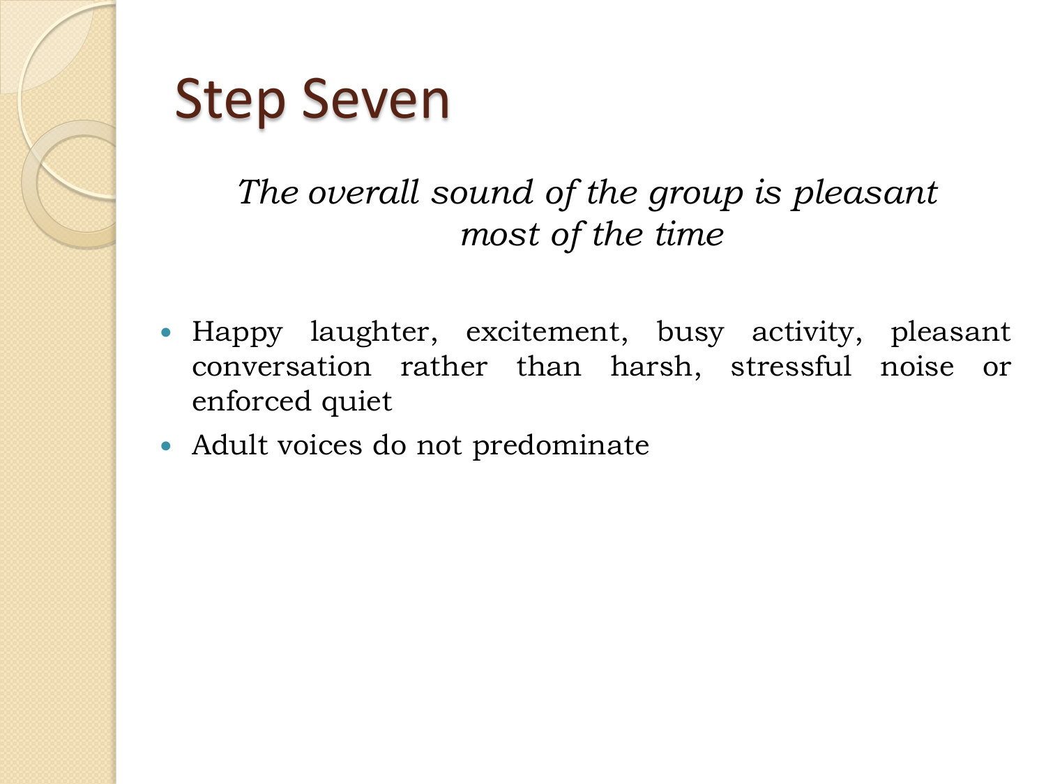# Step Seven

*The overall sound of the group is pleasant most of the time*

- Happy laughter, excitement, busy activity, pleasant conversation rather than harsh, stressful noise or enforced quiet
- Adult voices do not predominate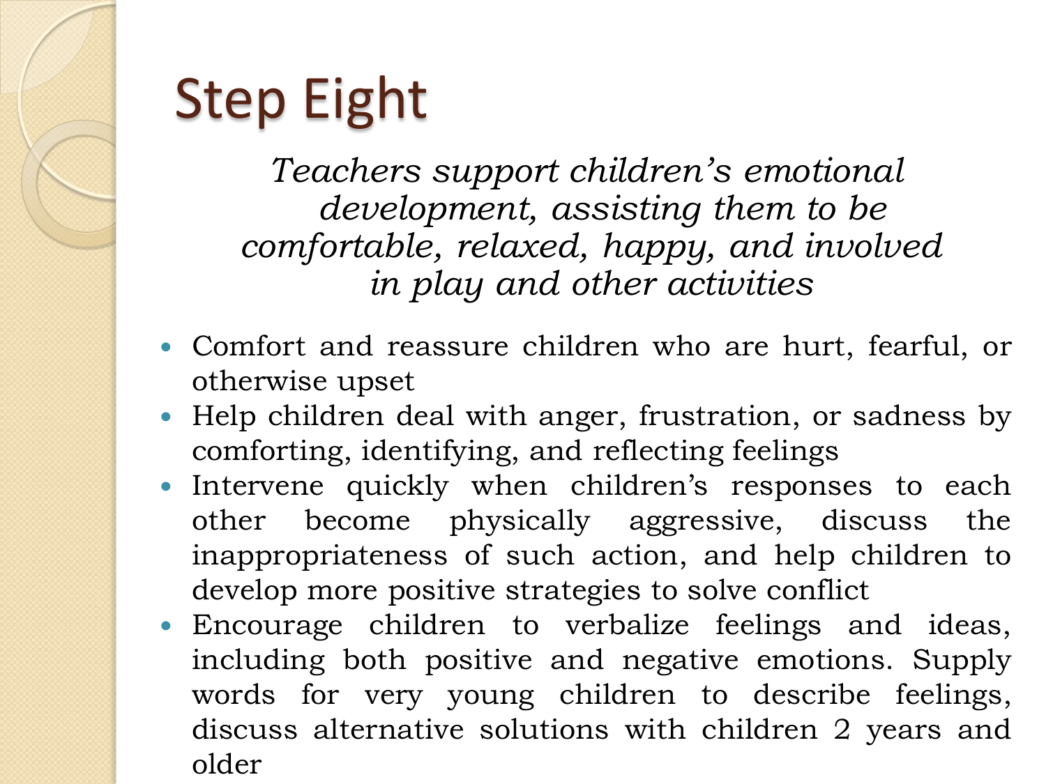# Step Eight

*Teachers support children's emotional development, assisting them to be comfortable, relaxed, happy, and involved in play and other activities*

- Comfort and reassure children who are hurt, fearful, or otherwise upset
- Help children deal with anger, frustration, or sadness by comforting, identifying, and reflecting feelings
- Intervene quickly when children's responses to each other become physically aggressive, discuss the inappropriateness of such action, and help children to develop more positive strategies to solve conflict
- Encourage children to verbalize feelings and ideas, including both positive and negative emotions. Supply words for very young children to describe feelings, discuss alternative solutions with children 2 years and older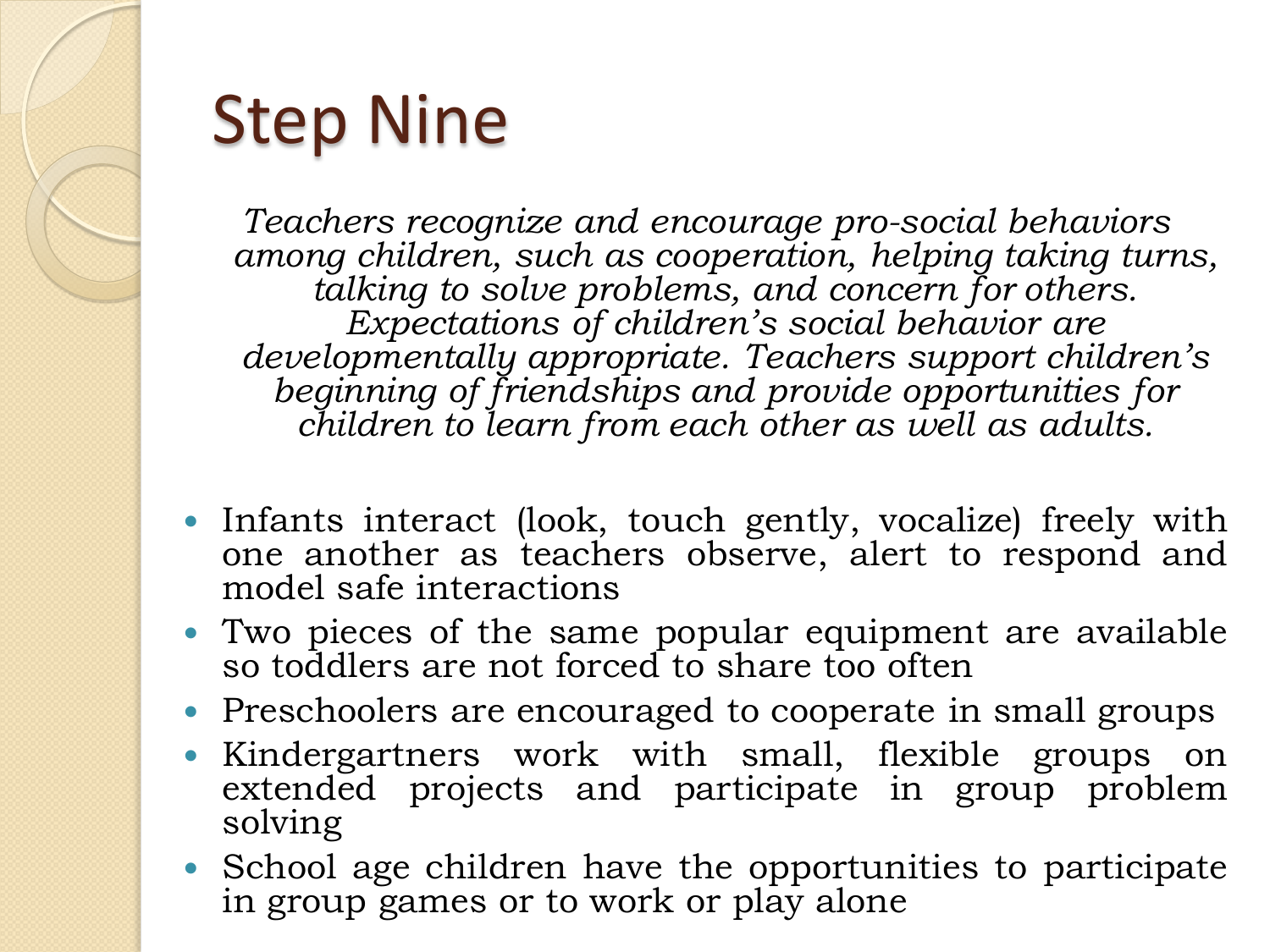# Step Nine

*Teachers recognize and encourage pro-social behaviors among children, such as cooperation, helping taking turns, talking to solve problems, and concern for others. Expectations of children's social behavior are developmentally appropriate. Teachers support children's beginning of friendships and provide opportunities for children to learn from each other as well as adults.*

- Infants interact (look, touch gently, vocalize) freely with one another as teachers observe, alert to respond and model safe interactions
- Two pieces of the same popular equipment are available so toddlers are not forced to share too often
- Preschoolers are encouraged to cooperate in small groups
- Kindergartners work with small, flexible groups on extended projects and participate in group problem solving
- School age children have the opportunities to participate in group games or to work or play alone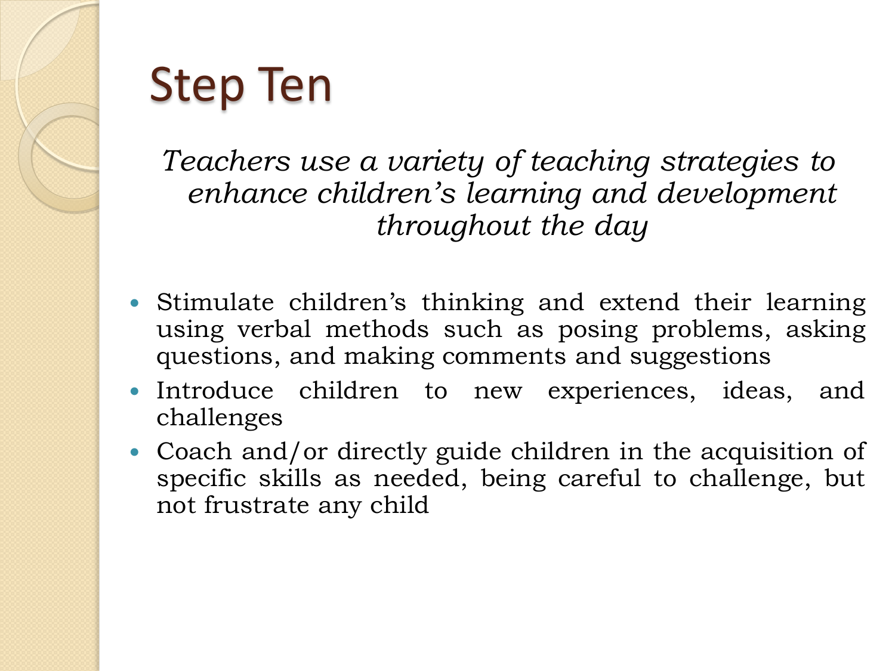# Step Ten

*Teachers use a variety of teaching strategies to enhance children's learning and development throughout the day*

- Stimulate children's thinking and extend their learning using verbal methods such as posing problems, asking questions, and making comments and suggestions
- Introduce children to new experiences, ideas, and challenges
- Coach and/or directly guide children in the acquisition of specific skills as needed, being careful to challenge, but not frustrate any child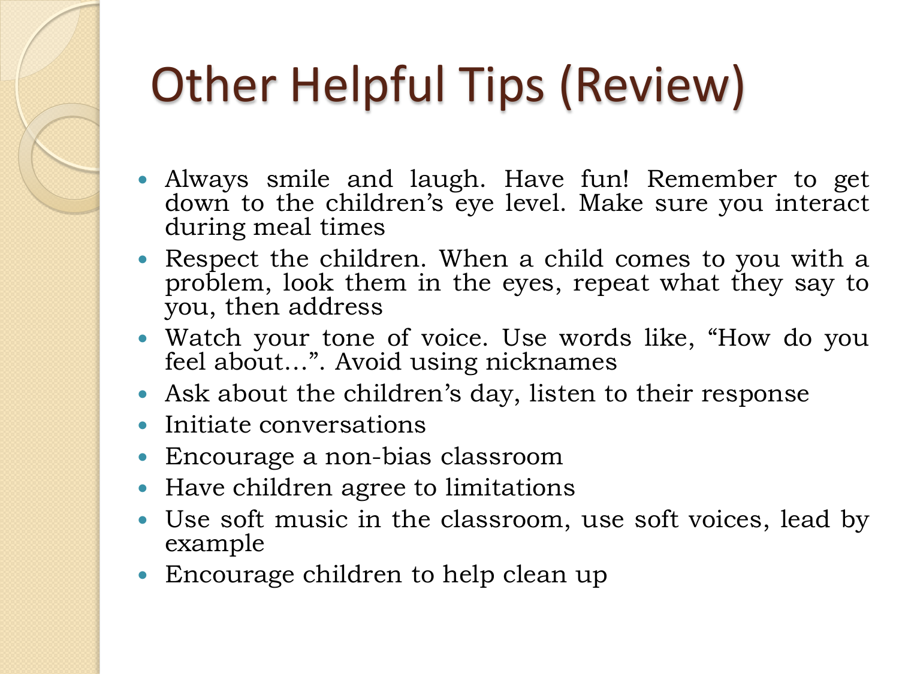# Other Helpful Tips (Review)

- Always smile and laugh. Have fun! Remember to get down to the children's eye level. Make sure you interact during meal times
- Respect the children. When a child comes to you with a problem, look them in the eyes, repeat what they say to you, then address
- Watch your tone of voice. Use words like, "How do you feel about…". Avoid using nicknames
- Ask about the children's day, listen to their response
- Initiate conversations
- Encourage a non-bias classroom
- Have children agree to limitations
- Use soft music in the classroom, use soft voices, lead by example
- Encourage children to help clean up